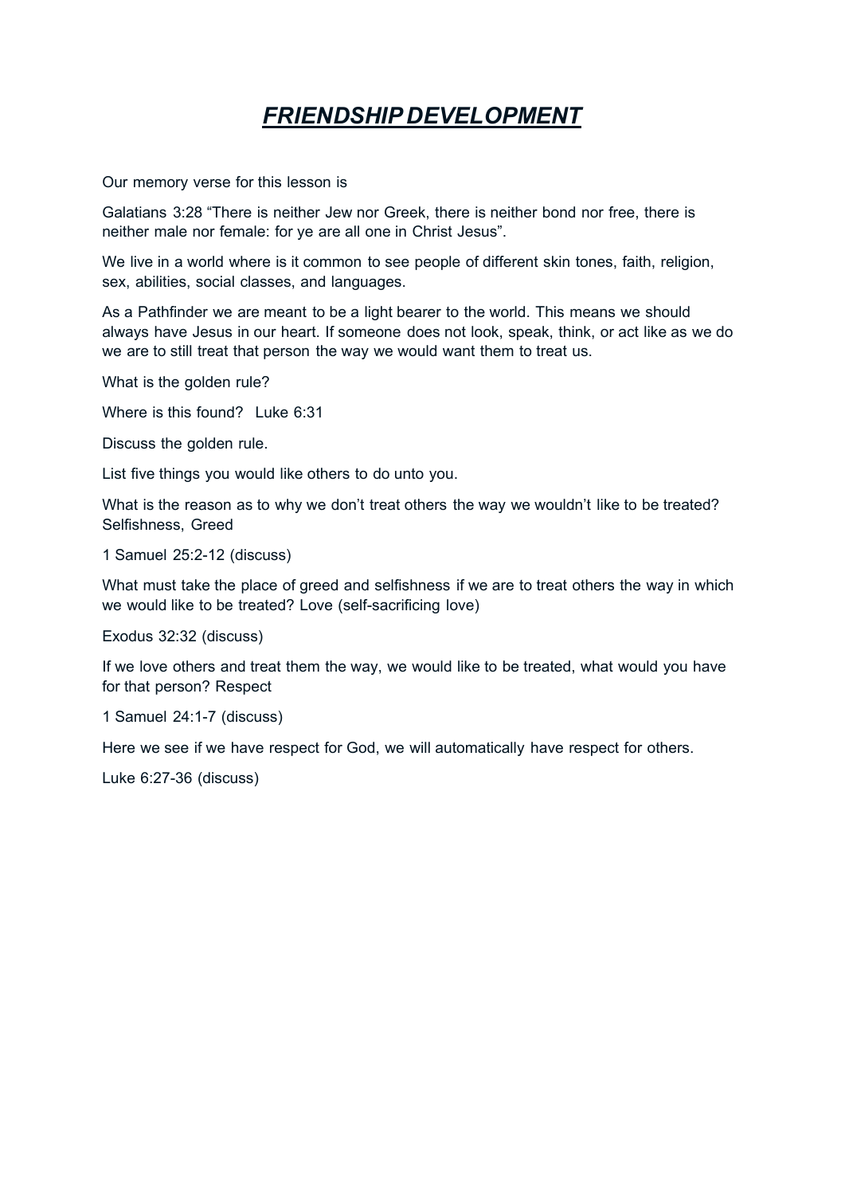# ***FRIENDSHIP DEVELOPMENT***

Our memory verse for this lesson is

Galatians 3:28 "There is neither Jew nor Greek, there is neither bond nor free, there is neither male nor female: for ye are all one in Christ Jesus".

We live in a world where is it common to see people of different skin tones, faith, religion, sex, abilities, social classes, and languages.

As a Pathfinder we are meant to be a light bearer to the world. This means we should always have Jesus in our heart. If someone does not look, speak, think, or act like as we do we are to still treat that person the way we would want them to treat us.

What is the golden rule?

Where is this found? Luke 6:31

Discuss the golden rule.

List five things you would like others to do unto you.

What is the reason as to why we don't treat others the way we wouldn't like to be treated? Selfishness, Greed

1 Samuel 25:2-12 (discuss)

What must take the place of greed and selfishness if we are to treat others the way in which we would like to be treated? Love (self-sacrificing love)

Exodus 32:32 (discuss)

If we love others and treat them the way, we would like to be treated, what would you have for that person? Respect

1 Samuel 24:1-7 (discuss)

Here we see if we have respect for God, we will automatically have respect for others.

Luke 6:27-36 (discuss)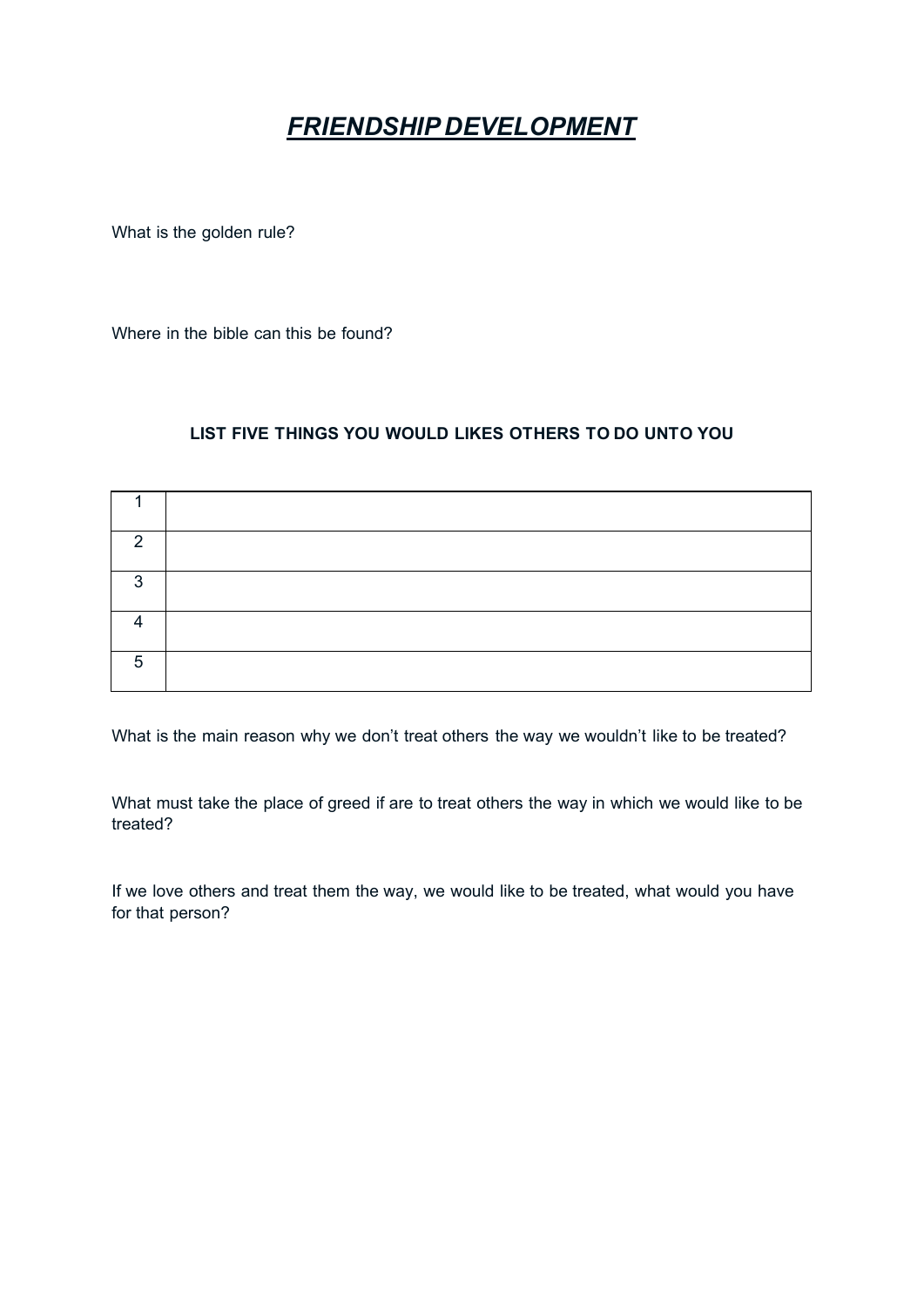# ***FRIENDSHIP DEVELOPMENT***

What is the golden rule?

Where in the bible can this be found?

**LIST FIVE THINGS YOU WOULD LIKES OTHERS TO DO UNTO YOU**

| | |
|---|---|
| 1 | |
| 2 | |
| 3 | |
| 4 | |
| 5 | |

What is the main reason why we don't treat others the way we wouldn't like to be treated?

What must take the place of greed if are to treat others the way in which we would like to be treated?

If we love others and treat them the way, we would like to be treated, what would you have for that person?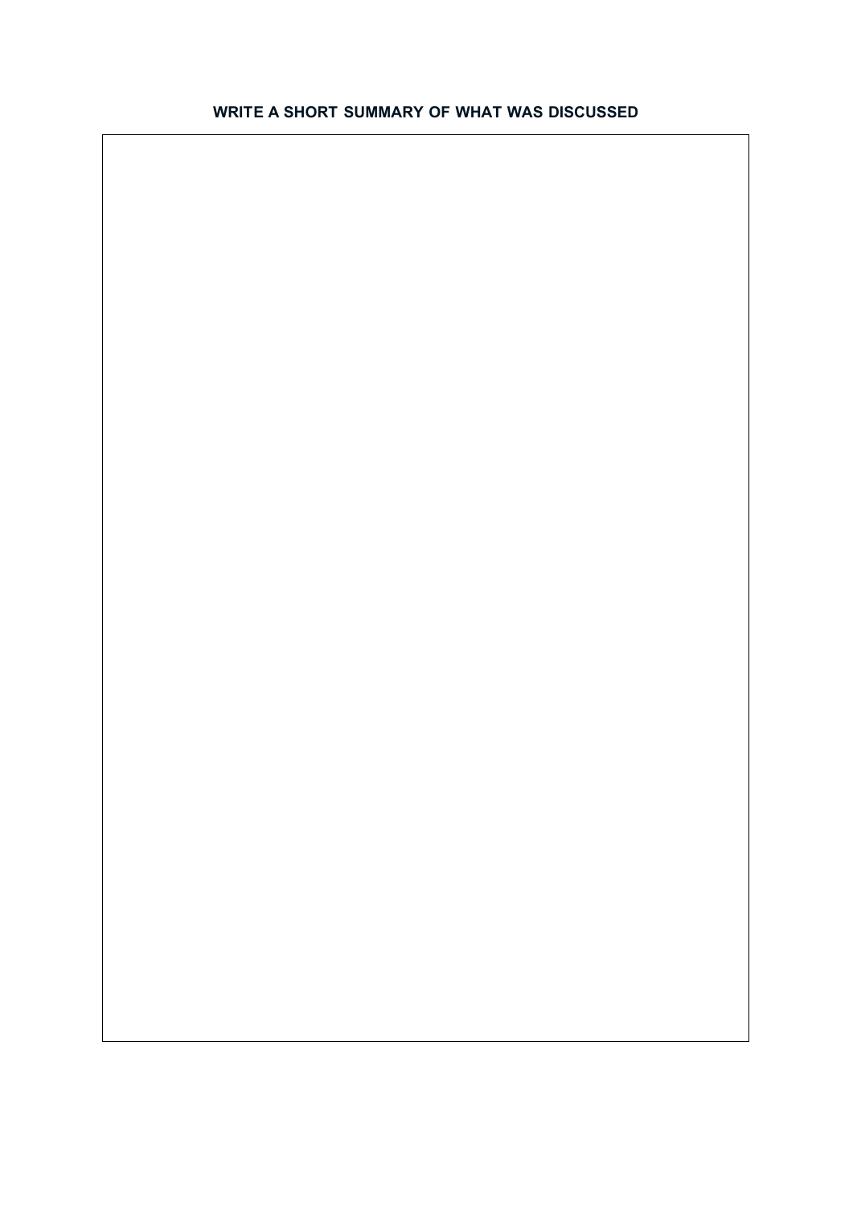**WRITE A SHORT SUMMARY OF WHAT WAS DISCUSSED**